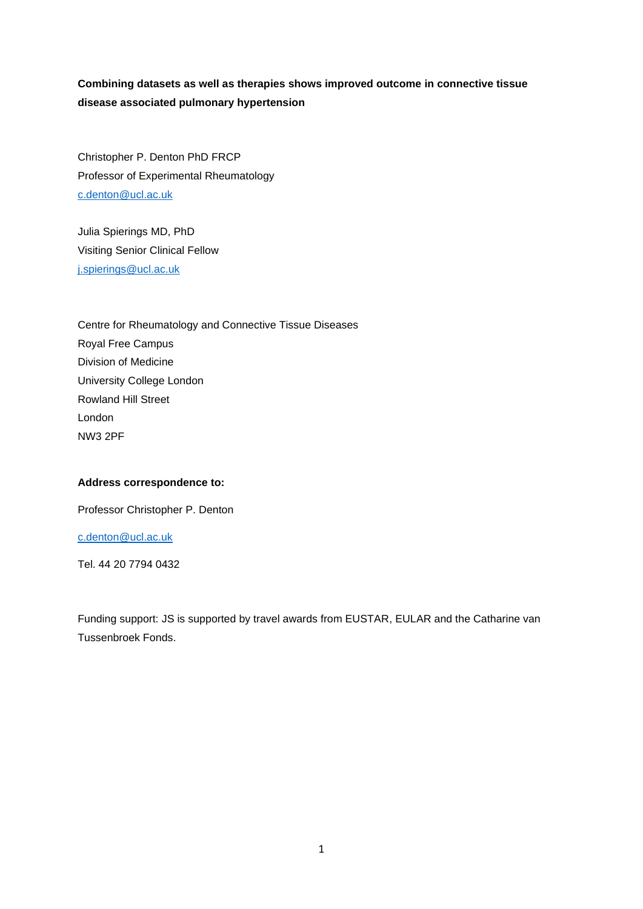**Combining datasets as well as therapies shows improved outcome in connective tissue disease associated pulmonary hypertension**

Christopher P. Denton PhD FRCP
Professor of Experimental Rheumatology
c.denton@ucl.ac.uk

Julia Spierings MD, PhD
Visiting Senior Clinical Fellow
j.spierings@ucl.ac.uk

Centre for Rheumatology and Connective Tissue Diseases
Royal Free Campus
Division of Medicine
University College London
Rowland Hill Street
London
NW3 2PF

**Address correspondence to:**

Professor Christopher P. Denton

c.denton@ucl.ac.uk

Tel. 44 20 7794 0432

Funding support: JS is supported by travel awards from EUSTAR, EULAR and the Catharine van Tussenbroek Fonds.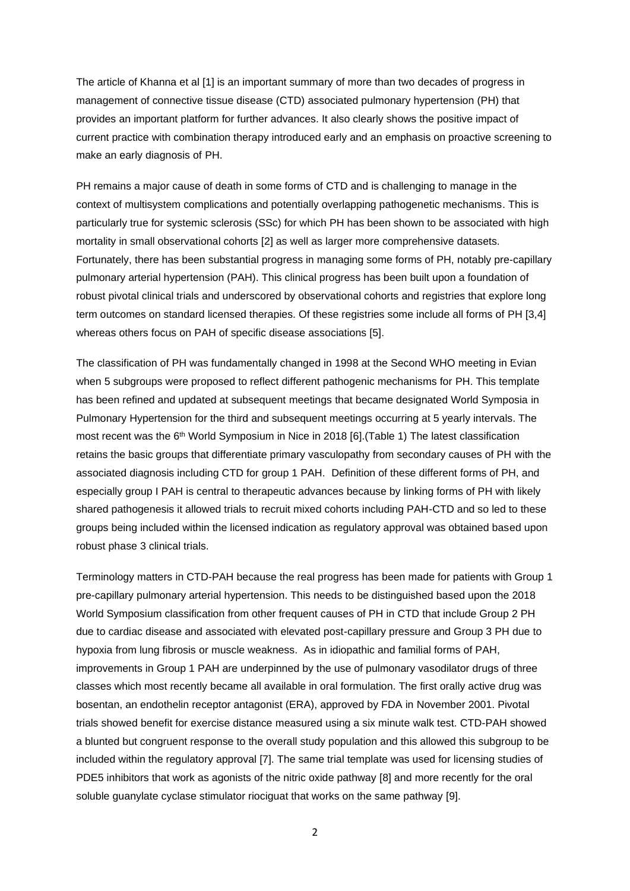The article of Khanna et al [1] is an important summary of more than two decades of progress in management of connective tissue disease (CTD) associated pulmonary hypertension (PH) that provides an important platform for further advances. It also clearly shows the positive impact of current practice with combination therapy introduced early and an emphasis on proactive screening to make an early diagnosis of PH.

PH remains a major cause of death in some forms of CTD and is challenging to manage in the context of multisystem complications and potentially overlapping pathogenetic mechanisms. This is particularly true for systemic sclerosis (SSc) for which PH has been shown to be associated with high mortality in small observational cohorts [2] as well as larger more comprehensive datasets. Fortunately, there has been substantial progress in managing some forms of PH, notably pre-capillary pulmonary arterial hypertension (PAH). This clinical progress has been built upon a foundation of robust pivotal clinical trials and underscored by observational cohorts and registries that explore long term outcomes on standard licensed therapies. Of these registries some include all forms of PH [3,4] whereas others focus on PAH of specific disease associations [5].

The classification of PH was fundamentally changed in 1998 at the Second WHO meeting in Evian when 5 subgroups were proposed to reflect different pathogenic mechanisms for PH. This template has been refined and updated at subsequent meetings that became designated World Symposia in Pulmonary Hypertension for the third and subsequent meetings occurring at 5 yearly intervals. The most recent was the 6th World Symposium in Nice in 2018 [6].(Table 1) The latest classification retains the basic groups that differentiate primary vasculopathy from secondary causes of PH with the associated diagnosis including CTD for group 1 PAH. Definition of these different forms of PH, and especially group I PAH is central to therapeutic advances because by linking forms of PH with likely shared pathogenesis it allowed trials to recruit mixed cohorts including PAH-CTD and so led to these groups being included within the licensed indication as regulatory approval was obtained based upon robust phase 3 clinical trials.

Terminology matters in CTD-PAH because the real progress has been made for patients with Group 1 pre-capillary pulmonary arterial hypertension. This needs to be distinguished based upon the 2018 World Symposium classification from other frequent causes of PH in CTD that include Group 2 PH due to cardiac disease and associated with elevated post-capillary pressure and Group 3 PH due to hypoxia from lung fibrosis or muscle weakness. As in idiopathic and familial forms of PAH, improvements in Group 1 PAH are underpinned by the use of pulmonary vasodilator drugs of three classes which most recently became all available in oral formulation. The first orally active drug was bosentan, an endothelin receptor antagonist (ERA), approved by FDA in November 2001. Pivotal trials showed benefit for exercise distance measured using a six minute walk test. CTD-PAH showed a blunted but congruent response to the overall study population and this allowed this subgroup to be included within the regulatory approval [7]. The same trial template was used for licensing studies of PDE5 inhibitors that work as agonists of the nitric oxide pathway [8] and more recently for the oral soluble guanylate cyclase stimulator riociguat that works on the same pathway [9].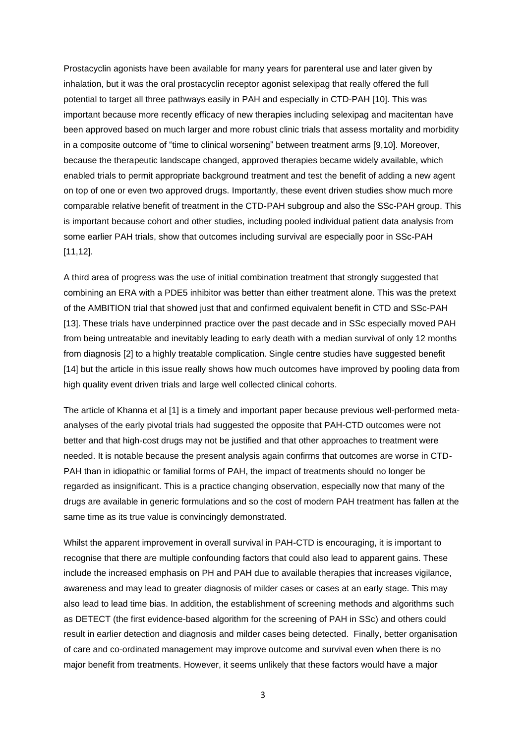Prostacyclin agonists have been available for many years for parenteral use and later given by inhalation, but it was the oral prostacyclin receptor agonist selexipag that really offered the full potential to target all three pathways easily in PAH and especially in CTD-PAH [10]. This was important because more recently efficacy of new therapies including selexipag and macitentan have been approved based on much larger and more robust clinic trials that assess mortality and morbidity in a composite outcome of "time to clinical worsening" between treatment arms [9,10]. Moreover, because the therapeutic landscape changed, approved therapies became widely available, which enabled trials to permit appropriate background treatment and test the benefit of adding a new agent on top of one or even two approved drugs. Importantly, these event driven studies show much more comparable relative benefit of treatment in the CTD-PAH subgroup and also the SSc-PAH group. This is important because cohort and other studies, including pooled individual patient data analysis from some earlier PAH trials, show that outcomes including survival are especially poor in SSc-PAH [11,12].

A third area of progress was the use of initial combination treatment that strongly suggested that combining an ERA with a PDE5 inhibitor was better than either treatment alone. This was the pretext of the AMBITION trial that showed just that and confirmed equivalent benefit in CTD and SSc-PAH [13]. These trials have underpinned practice over the past decade and in SSc especially moved PAH from being untreatable and inevitably leading to early death with a median survival of only 12 months from diagnosis [2] to a highly treatable complication. Single centre studies have suggested benefit [14] but the article in this issue really shows how much outcomes have improved by pooling data from high quality event driven trials and large well collected clinical cohorts.

The article of Khanna et al [1] is a timely and important paper because previous well-performed meta-analyses of the early pivotal trials had suggested the opposite that PAH-CTD outcomes were not better and that high-cost drugs may not be justified and that other approaches to treatment were needed. It is notable because the present analysis again confirms that outcomes are worse in CTD-PAH than in idiopathic or familial forms of PAH, the impact of treatments should no longer be regarded as insignificant. This is a practice changing observation, especially now that many of the drugs are available in generic formulations and so the cost of modern PAH treatment has fallen at the same time as its true value is convincingly demonstrated.

Whilst the apparent improvement in overall survival in PAH-CTD is encouraging, it is important to recognise that there are multiple confounding factors that could also lead to apparent gains. These include the increased emphasis on PH and PAH due to available therapies that increases vigilance, awareness and may lead to greater diagnosis of milder cases or cases at an early stage. This may also lead to lead time bias. In addition, the establishment of screening methods and algorithms such as DETECT (the first evidence-based algorithm for the screening of PAH in SSc) and others could result in earlier detection and diagnosis and milder cases being detected. Finally, better organisation of care and co-ordinated management may improve outcome and survival even when there is no major benefit from treatments. However, it seems unlikely that these factors would have a major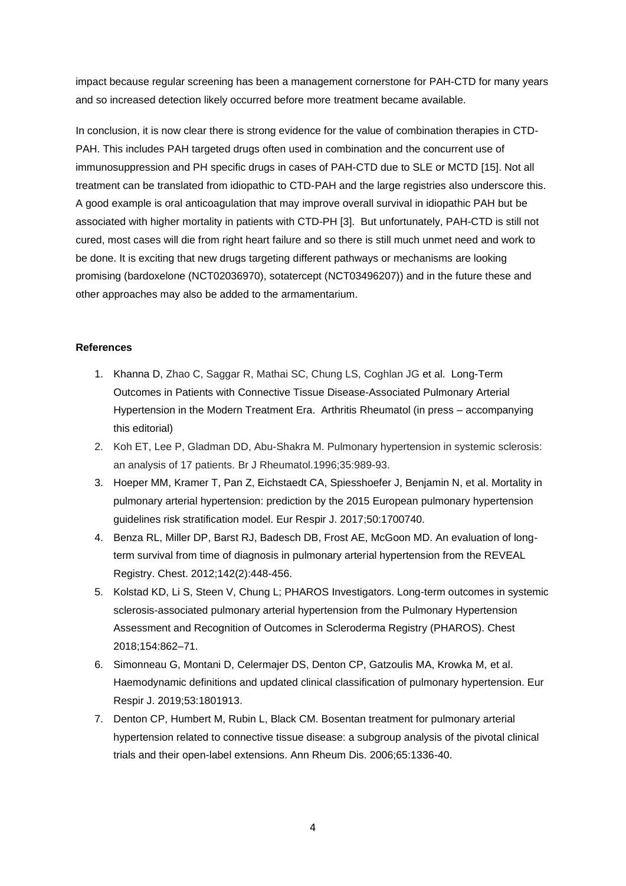impact because regular screening has been a management cornerstone for PAH-CTD for many years and so increased detection likely occurred before more treatment became available.

In conclusion, it is now clear there is strong evidence for the value of combination therapies in CTD-PAH. This includes PAH targeted drugs often used in combination and the concurrent use of immunosuppression and PH specific drugs in cases of PAH-CTD due to SLE or MCTD [15]. Not all treatment can be translated from idiopathic to CTD-PAH and the large registries also underscore this. A good example is oral anticoagulation that may improve overall survival in idiopathic PAH but be associated with higher mortality in patients with CTD-PH [3]. But unfortunately, PAH-CTD is still not cured, most cases will die from right heart failure and so there is still much unmet need and work to be done. It is exciting that new drugs targeting different pathways or mechanisms are looking promising (bardoxelone (NCT02036970), sotatercept (NCT03496207)) and in the future these and other approaches may also be added to the armamentarium.

**References**

1. Khanna D, Zhao C, Saggar R, Mathai SC, Chung LS, Coghlan JG et al. Long-Term Outcomes in Patients with Connective Tissue Disease-Associated Pulmonary Arterial Hypertension in the Modern Treatment Era. Arthritis Rheumatol (in press – accompanying this editorial)
2. Koh ET, Lee P, Gladman DD, Abu-Shakra M. Pulmonary hypertension in systemic sclerosis: an analysis of 17 patients. Br J Rheumatol.1996;35:989-93.
3. Hoeper MM, Kramer T, Pan Z, Eichstaedt CA, Spiesshoefer J, Benjamin N, et al. Mortality in pulmonary arterial hypertension: prediction by the 2015 European pulmonary hypertension guidelines risk stratification model. Eur Respir J. 2017;50:1700740.
4. Benza RL, Miller DP, Barst RJ, Badesch DB, Frost AE, McGoon MD. An evaluation of long-term survival from time of diagnosis in pulmonary arterial hypertension from the REVEAL Registry. Chest. 2012;142(2):448-456.
5. Kolstad KD, Li S, Steen V, Chung L; PHAROS Investigators. Long-term outcomes in systemic sclerosis-associated pulmonary arterial hypertension from the Pulmonary Hypertension Assessment and Recognition of Outcomes in Scleroderma Registry (PHAROS). Chest 2018;154:862–71.
6. Simonneau G, Montani D, Celermajer DS, Denton CP, Gatzoulis MA, Krowka M, et al. Haemodynamic definitions and updated clinical classification of pulmonary hypertension. Eur Respir J. 2019;53:1801913.
7. Denton CP, Humbert M, Rubin L, Black CM. Bosentan treatment for pulmonary arterial hypertension related to connective tissue disease: a subgroup analysis of the pivotal clinical trials and their open-label extensions. Ann Rheum Dis. 2006;65:1336-40.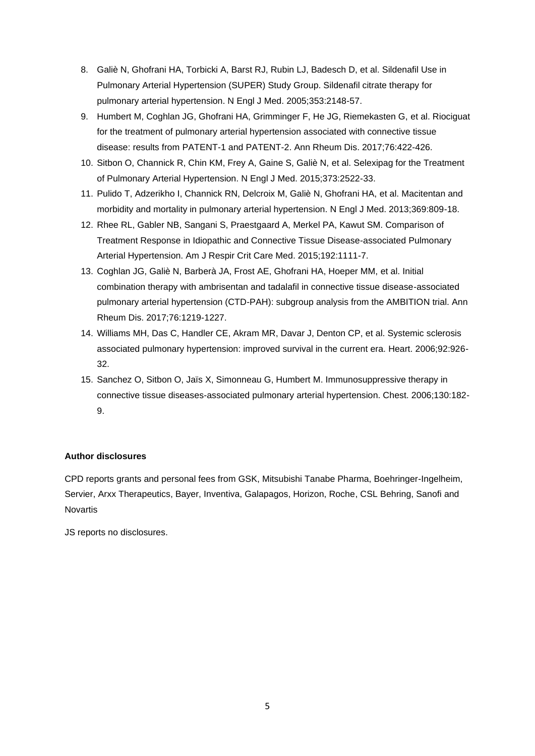8. Galiè N, Ghofrani HA, Torbicki A, Barst RJ, Rubin LJ, Badesch D, et al. Sildenafil Use in Pulmonary Arterial Hypertension (SUPER) Study Group. Sildenafil citrate therapy for pulmonary arterial hypertension. N Engl J Med. 2005;353:2148-57.
9. Humbert M, Coghlan JG, Ghofrani HA, Grimminger F, He JG, Riemekasten G, et al. Riociguat for the treatment of pulmonary arterial hypertension associated with connective tissue disease: results from PATENT-1 and PATENT-2. Ann Rheum Dis. 2017;76:422-426.
10. Sitbon O, Channick R, Chin KM, Frey A, Gaine S, Galiè N, et al. Selexipag for the Treatment of Pulmonary Arterial Hypertension. N Engl J Med. 2015;373:2522-33.
11. Pulido T, Adzerikho I, Channick RN, Delcroix M, Galiè N, Ghofrani HA, et al. Macitentan and morbidity and mortality in pulmonary arterial hypertension. N Engl J Med. 2013;369:809-18.
12. Rhee RL, Gabler NB, Sangani S, Praestgaard A, Merkel PA, Kawut SM. Comparison of Treatment Response in Idiopathic and Connective Tissue Disease-associated Pulmonary Arterial Hypertension. Am J Respir Crit Care Med. 2015;192:1111-7.
13. Coghlan JG, Galiè N, Barberà JA, Frost AE, Ghofrani HA, Hoeper MM, et al. Initial combination therapy with ambrisentan and tadalafil in connective tissue disease-associated pulmonary arterial hypertension (CTD-PAH): subgroup analysis from the AMBITION trial. Ann Rheum Dis. 2017;76:1219-1227.
14. Williams MH, Das C, Handler CE, Akram MR, Davar J, Denton CP, et al. Systemic sclerosis associated pulmonary hypertension: improved survival in the current era. Heart. 2006;92:926-32.
15. Sanchez O, Sitbon O, Jaïs X, Simonneau G, Humbert M. Immunosuppressive therapy in connective tissue diseases-associated pulmonary arterial hypertension. Chest. 2006;130:182-9.

**Author disclosures**

CPD reports grants and personal fees from GSK, Mitsubishi Tanabe Pharma, Boehringer-Ingelheim, Servier, Arxx Therapeutics, Bayer, Inventiva, Galapagos, Horizon, Roche, CSL Behring, Sanofi and Novartis

JS reports no disclosures.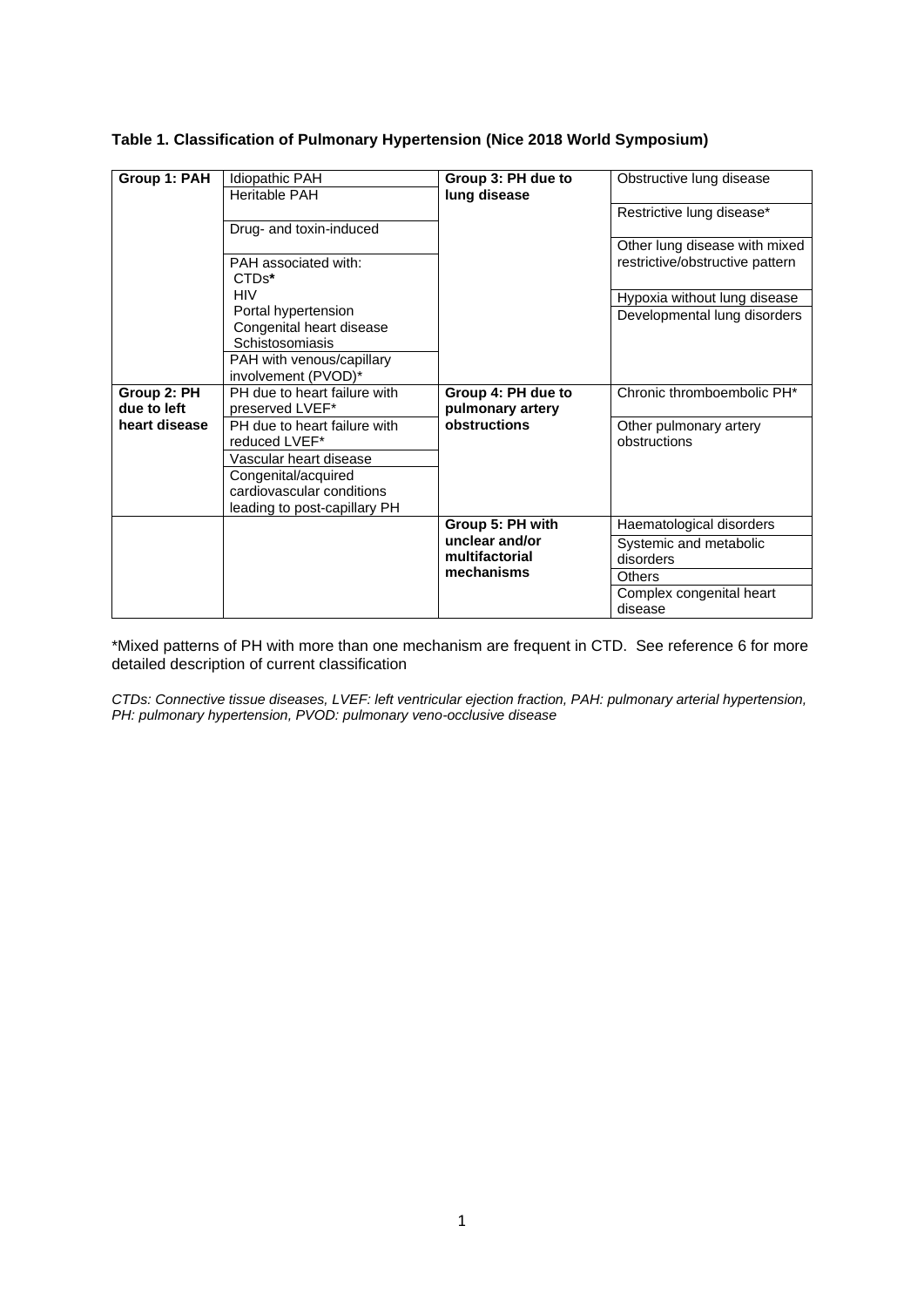**Table 1. Classification of Pulmonary Hypertension (Nice 2018 World Symposium)**

| | | | |
|---|---|---|---|
| **Group 1: PAH** | Idiopathic PAH<br>Heritable PAH | **Group 3: PH due to lung disease** | Obstructive lung disease |
| | Drug- and toxin-induced | | Restrictive lung disease* |
| | PAH associated with:<br>CTDs*<br>HIV<br>Portal hypertension<br>Congenital heart disease<br>Schistosomiasis | | Other lung disease with mixed restrictive/obstructive pattern |
| | | | Hypoxia without lung disease |
| | PAH with venous/capillary involvement (PVOD)* | | Developmental lung disorders |
| **Group 2: PH due to left heart disease** | PH due to heart failure with preserved LVEF* | **Group 4: PH due to pulmonary artery obstructions** | Chronic thromboembolic PH* |
| | PH due to heart failure with reduced LVEF* | | Other pulmonary artery obstructions |
| | Vascular heart disease | | |
| | Congenital/acquired cardiovascular conditions leading to post-capillary PH | | |
| | | **Group 5: PH with unclear and/or multifactorial mechanisms** | Haematological disorders |
| | | | Systemic and metabolic disorders |
| | | | Others |
| | | | Complex congenital heart disease |

*Mixed patterns of PH with more than one mechanism are frequent in CTD. See reference 6 for more detailed description of current classification

*CTDs: Connective tissue diseases, LVEF: left ventricular ejection fraction, PAH: pulmonary arterial hypertension, PH: pulmonary hypertension, PVOD: pulmonary veno-occlusive disease*